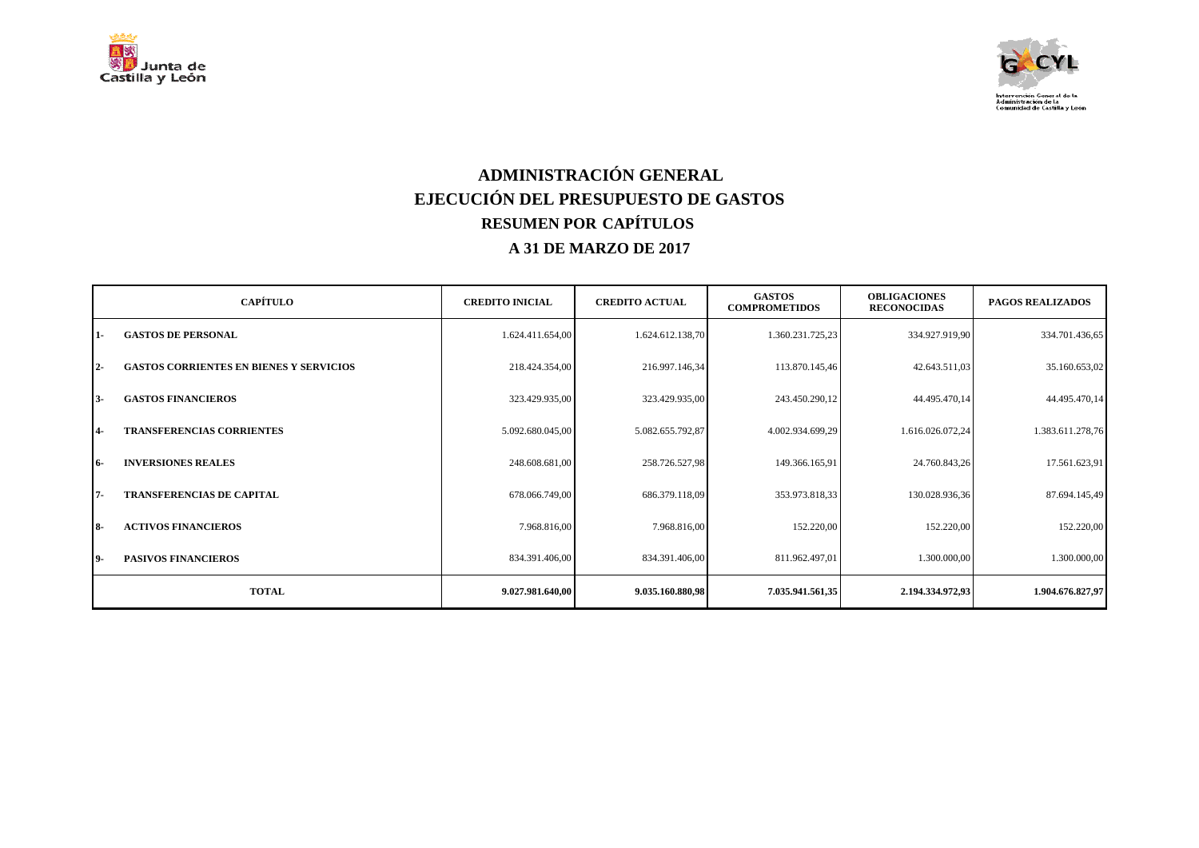# ADMINISTRACIÓN GENERAL

## EJECUCIÓN DEL PRESUPUESTO DE GASTOS

## RESUMEN POR CAPÍTULOS

## A 31 DE MARZO DE 2017

| CAPÍTULO | | CREDITO INICIAL | CREDITO ACTUAL | GASTOS COMPROMETIDOS | OBLIGACIONES RECONOCIDAS | PAGOS REALIZADOS |
|---|---|---|---|---|---|---|
| 1- | GASTOS DE PERSONAL | 1.624.411.654,00 | 1.624.612.138,70 | 1.360.231.725,23 | 334.927.919,90 | 334.701.436,65 |
| 2- | GASTOS CORRIENTES EN BIENES Y SERVICIOS | 218.424.354,00 | 216.997.146,34 | 113.870.145,46 | 42.643.511,03 | 35.160.653,02 |
| 3- | GASTOS FINANCIEROS | 323.429.935,00 | 323.429.935,00 | 243.450.290,12 | 44.495.470,14 | 44.495.470,14 |
| 4- | TRANSFERENCIAS CORRIENTES | 5.092.680.045,00 | 5.082.655.792,87 | 4.002.934.699,29 | 1.616.026.072,24 | 1.383.611.278,76 |
| 6- | INVERSIONES REALES | 248.608.681,00 | 258.726.527,98 | 149.366.165,91 | 24.760.843,26 | 17.561.623,91 |
| 7- | TRANSFERENCIAS DE CAPITAL | 678.066.749,00 | 686.379.118,09 | 353.973.818,33 | 130.028.936,36 | 87.694.145,49 |
| 8- | ACTIVOS FINANCIEROS | 7.968.816,00 | 7.968.816,00 | 152.220,00 | 152.220,00 | 152.220,00 |
| 9- | PASIVOS FINANCIEROS | 834.391.406,00 | 834.391.406,00 | 811.962.497,01 | 1.300.000,00 | 1.300.000,00 |
| **TOTAL** | | **9.027.981.640,00** | **9.035.160.880,98** | **7.035.941.561,35** | **2.194.334.972,93** | **1.904.676.827,97** |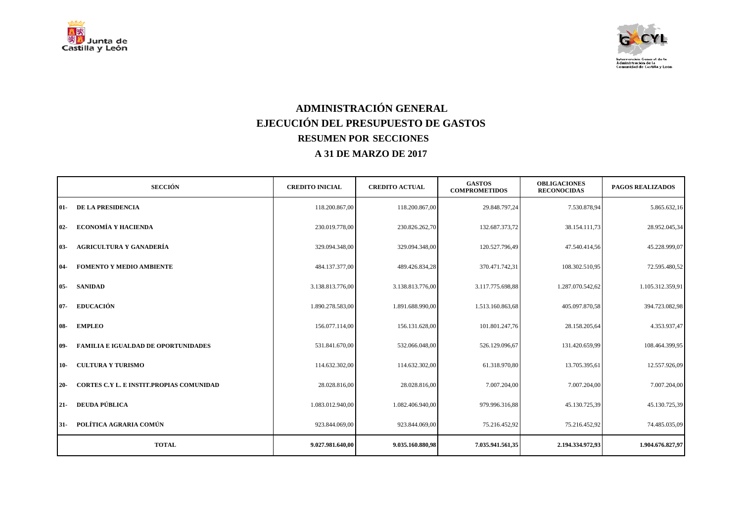# ADMINISTRACIÓN GENERAL
# EJECUCIÓN DEL PRESUPUESTO DE GASTOS
## RESUMEN POR SECCIONES
## A 31 DE MARZO DE 2017

| SECCIÓN | | CREDITO INICIAL | CREDITO ACTUAL | GASTOS COMPROMETIDOS | OBLIGACIONES RECONOCIDAS | PAGOS REALIZADOS |
|---|---|---|---|---|---|---|
| 01- | DE LA PRESIDENCIA | 118.200.867,00 | 118.200.867,00 | 29.848.797,24 | 7.530.878,94 | 5.865.632,16 |
| 02- | ECONOMÍA Y HACIENDA | 230.019.778,00 | 230.826.262,70 | 132.687.373,72 | 38.154.111,73 | 28.952.045,34 |
| 03- | AGRICULTURA Y GANADERÍA | 329.094.348,00 | 329.094.348,00 | 120.527.796,49 | 47.540.414,56 | 45.228.999,07 |
| 04- | FOMENTO Y MEDIO AMBIENTE | 484.137.377,00 | 489.426.834,28 | 370.471.742,31 | 108.302.510,95 | 72.595.480,52 |
| 05- | SANIDAD | 3.138.813.776,00 | 3.138.813.776,00 | 3.117.775.698,88 | 1.287.070.542,62 | 1.105.312.359,91 |
| 07- | EDUCACIÓN | 1.890.278.583,00 | 1.891.688.990,00 | 1.513.160.863,68 | 405.097.870,58 | 394.723.082,98 |
| 08- | EMPLEO | 156.077.114,00 | 156.131.628,00 | 101.801.247,76 | 28.158.205,64 | 4.353.937,47 |
| 09- | FAMILIA E IGUALDAD DE OPORTUNIDADES | 531.841.670,00 | 532.066.048,00 | 526.129.096,67 | 131.420.659,99 | 108.464.399,95 |
| 10- | CULTURA Y TURISMO | 114.632.302,00 | 114.632.302,00 | 61.318.970,80 | 13.705.395,61 | 12.557.926,09 |
| 20- | CORTES C.Y L. E INSTIT.PROPIAS COMUNIDAD | 28.028.816,00 | 28.028.816,00 | 7.007.204,00 | 7.007.204,00 | 7.007.204,00 |
| 21- | DEUDA PÚBLICA | 1.083.012.940,00 | 1.082.406.940,00 | 979.996.316,88 | 45.130.725,39 | 45.130.725,39 |
| 31- | POLÍTICA AGRARIA COMÚN | 923.844.069,00 | 923.844.069,00 | 75.216.452,92 | 75.216.452,92 | 74.485.035,09 |
| **TOTAL** | | **9.027.981.640,00** | **9.035.160.880,98** | **7.035.941.561,35** | **2.194.334.972,93** | **1.904.676.827,97** |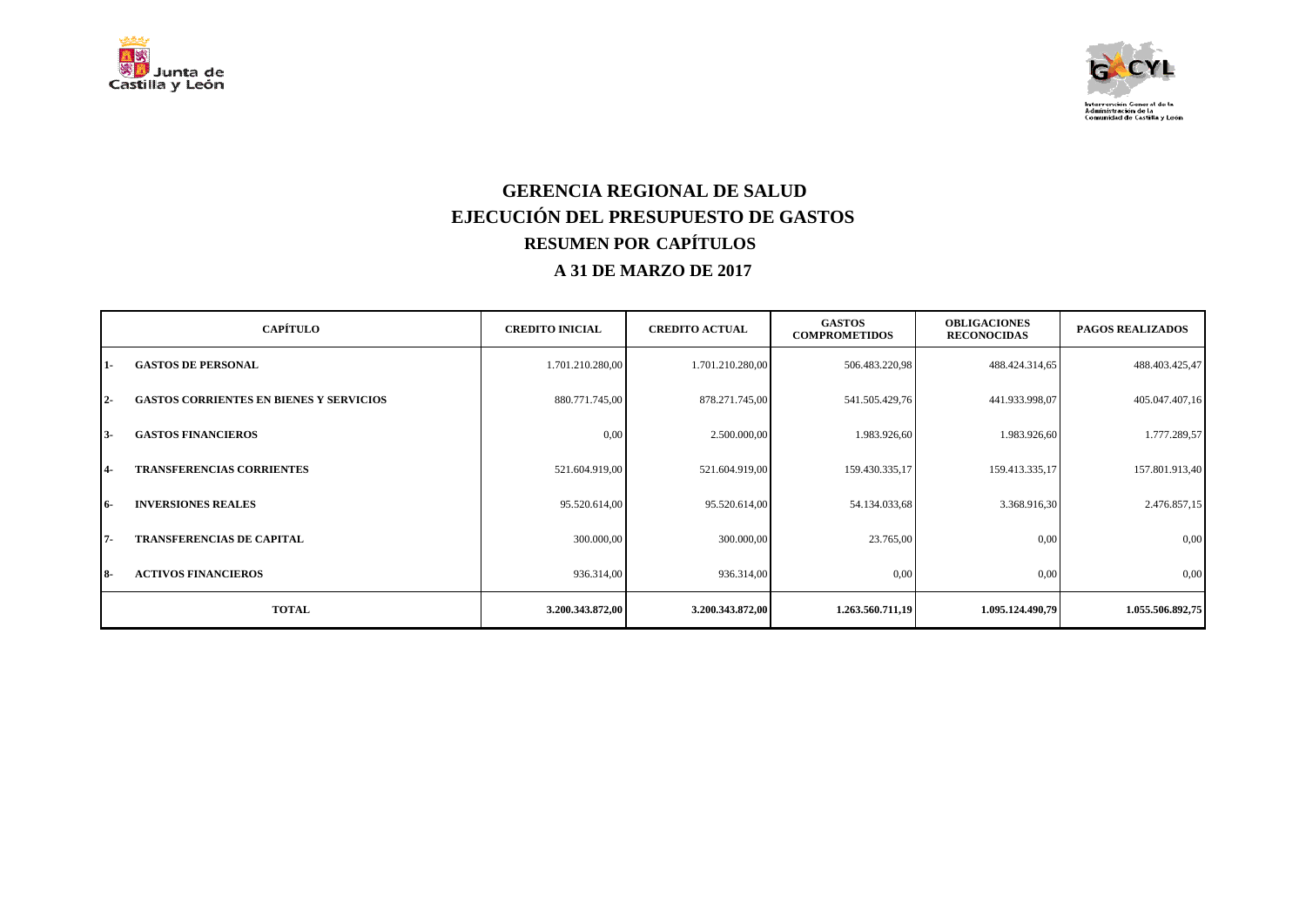# GERENCIA REGIONAL DE SALUD
## EJECUCIÓN DEL PRESUPUESTO DE GASTOS
### RESUMEN POR CAPÍTULOS
### A 31 DE MARZO DE 2017

| CAPÍTULO | | CREDITO INICIAL | CREDITO ACTUAL | GASTOS COMPROMETIDOS | OBLIGACIONES RECONOCIDAS | PAGOS REALIZADOS |
|---|---|---|---|---|---|---|
| **1-** | **GASTOS DE PERSONAL** | 1.701.210.280,00 | 1.701.210.280,00 | 506.483.220,98 | 488.424.314,65 | 488.403.425,47 |
| **2-** | **GASTOS CORRIENTES EN BIENES Y SERVICIOS** | 880.771.745,00 | 878.271.745,00 | 541.505.429,76 | 441.933.998,07 | 405.047.407,16 |
| **3-** | **GASTOS FINANCIEROS** | 0,00 | 2.500.000,00 | 1.983.926,60 | 1.983.926,60 | 1.777.289,57 |
| **4-** | **TRANSFERENCIAS CORRIENTES** | 521.604.919,00 | 521.604.919,00 | 159.430.335,17 | 159.413.335,17 | 157.801.913,40 |
| **6-** | **INVERSIONES REALES** | 95.520.614,00 | 95.520.614,00 | 54.134.033,68 | 3.368.916,30 | 2.476.857,15 |
| **7-** | **TRANSFERENCIAS DE CAPITAL** | 300.000,00 | 300.000,00 | 23.765,00 | 0,00 | 0,00 |
| **8-** | **ACTIVOS FINANCIEROS** | 936.314,00 | 936.314,00 | 0,00 | 0,00 | 0,00 |
| **TOTAL** | | **3.200.343.872,00** | **3.200.343.872,00** | **1.263.560.711,19** | **1.095.124.490,79** | **1.055.506.892,75** |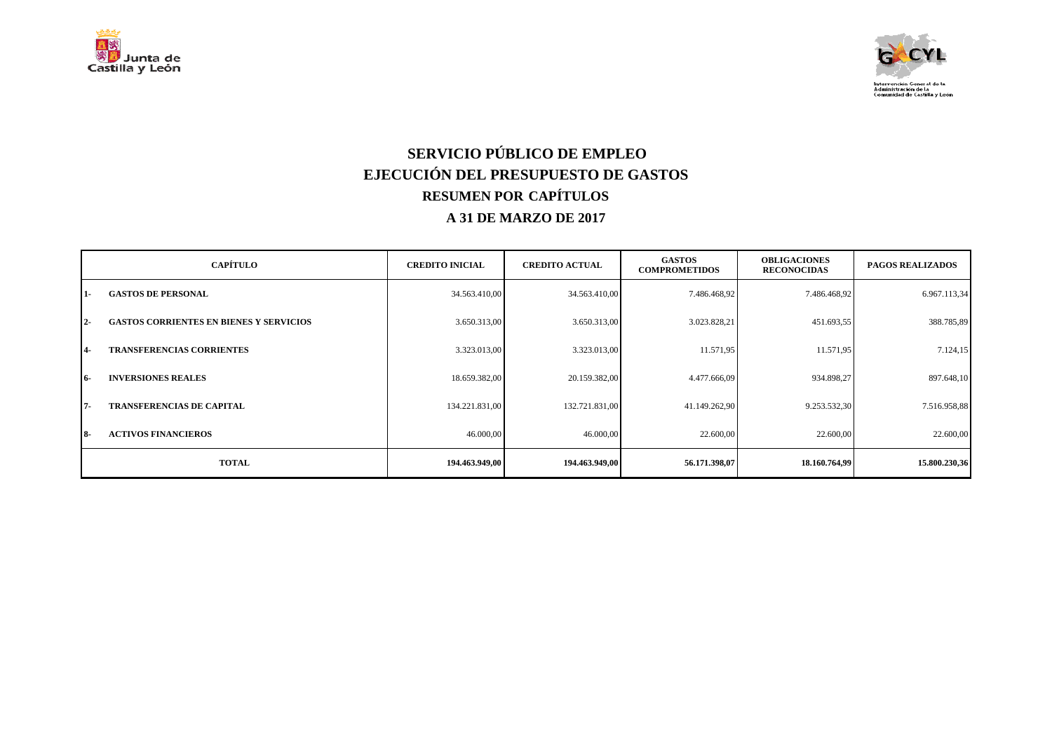# SERVICIO PÚBLICO DE EMPLEO
## EJECUCIÓN DEL PRESUPUESTO DE GASTOS
### RESUMEN POR CAPÍTULOS
### A 31 DE MARZO DE 2017

| CAPÍTULO | | CREDITO INICIAL | CREDITO ACTUAL | GASTOS COMPROMETIDOS | OBLIGACIONES RECONOCIDAS | PAGOS REALIZADOS |
|---|---|---|---|---|---|---|
| 1- | GASTOS DE PERSONAL | 34.563.410,00 | 34.563.410,00 | 7.486.468,92 | 7.486.468,92 | 6.967.113,34 |
| 2- | GASTOS CORRIENTES EN BIENES Y SERVICIOS | 3.650.313,00 | 3.650.313,00 | 3.023.828,21 | 451.693,55 | 388.785,89 |
| 4- | TRANSFERENCIAS CORRIENTES | 3.323.013,00 | 3.323.013,00 | 11.571,95 | 11.571,95 | 7.124,15 |
| 6- | INVERSIONES REALES | 18.659.382,00 | 20.159.382,00 | 4.477.666,09 | 934.898,27 | 897.648,10 |
| 7- | TRANSFERENCIAS DE CAPITAL | 134.221.831,00 | 132.721.831,00 | 41.149.262,90 | 9.253.532,30 | 7.516.958,88 |
| 8- | ACTIVOS FINANCIEROS | 46.000,00 | 46.000,00 | 22.600,00 | 22.600,00 | 22.600,00 |
| **TOTAL** | | **194.463.949,00** | **194.463.949,00** | **56.171.398,07** | **18.160.764,99** | **15.800.230,36** |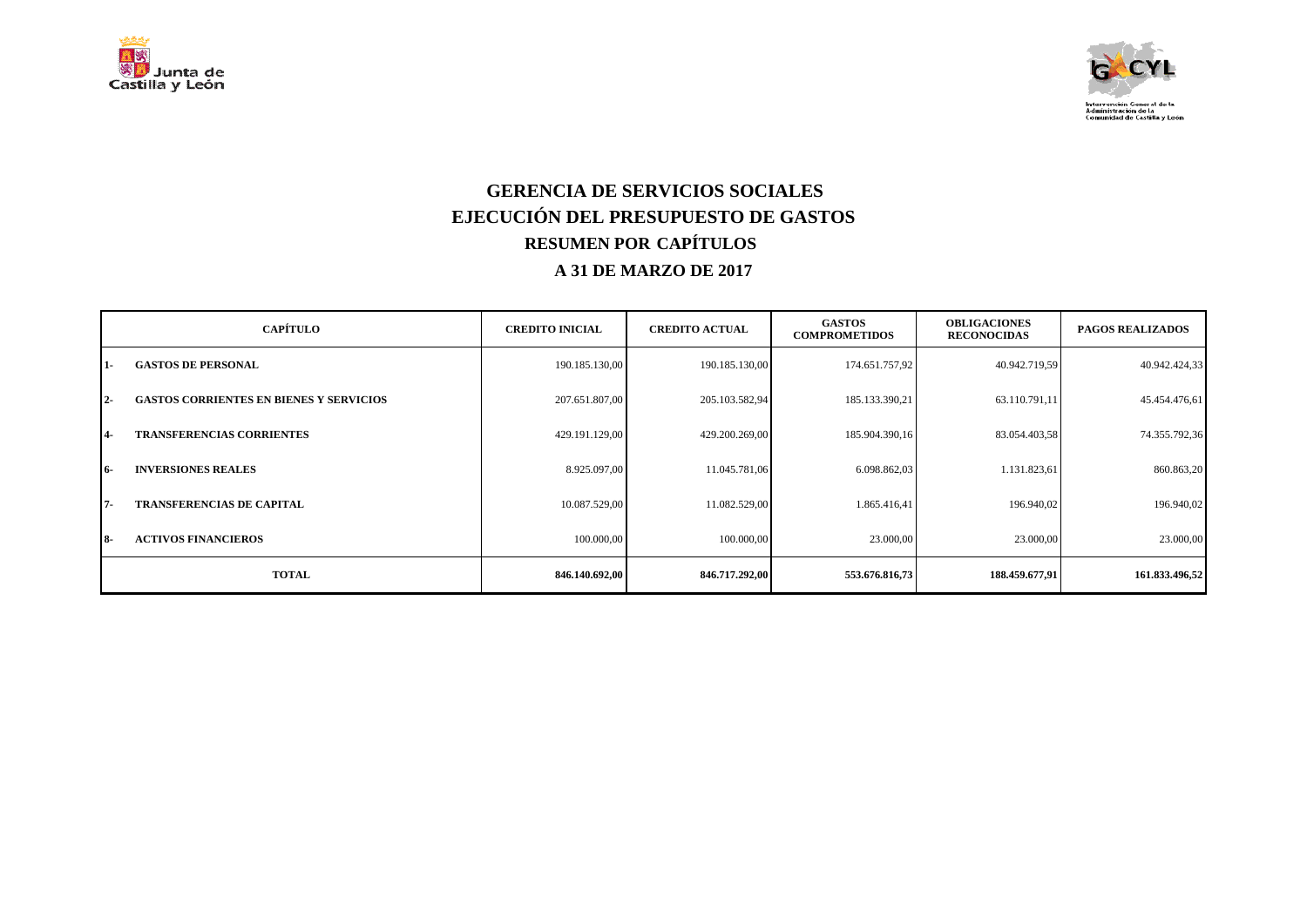# GERENCIA DE SERVICIOS SOCIALES
## EJECUCIÓN DEL PRESUPUESTO DE GASTOS
### RESUMEN POR CAPÍTULOS
### A 31 DE MARZO DE 2017

| CAPÍTULO | | CREDITO INICIAL | CREDITO ACTUAL | GASTOS COMPROMETIDOS | OBLIGACIONES RECONOCIDAS | PAGOS REALIZADOS |
|---|---|---|---|---|---|---|
| 1- | GASTOS DE PERSONAL | 190.185.130,00 | 190.185.130,00 | 174.651.757,92 | 40.942.719,59 | 40.942.424,33 |
| 2- | GASTOS CORRIENTES EN BIENES Y SERVICIOS | 207.651.807,00 | 205.103.582,94 | 185.133.390,21 | 63.110.791,11 | 45.454.476,61 |
| 4- | TRANSFERENCIAS CORRIENTES | 429.191.129,00 | 429.200.269,00 | 185.904.390,16 | 83.054.403,58 | 74.355.792,36 |
| 6- | INVERSIONES REALES | 8.925.097,00 | 11.045.781,06 | 6.098.862,03 | 1.131.823,61 | 860.863,20 |
| 7- | TRANSFERENCIAS DE CAPITAL | 10.087.529,00 | 11.082.529,00 | 1.865.416,41 | 196.940,02 | 196.940,02 |
| 8- | ACTIVOS FINANCIEROS | 100.000,00 | 100.000,00 | 23.000,00 | 23.000,00 | 23.000,00 |
| | **TOTAL** | **846.140.692,00** | **846.717.292,00** | **553.676.816,73** | **188.459.677,91** | **161.833.496,52** |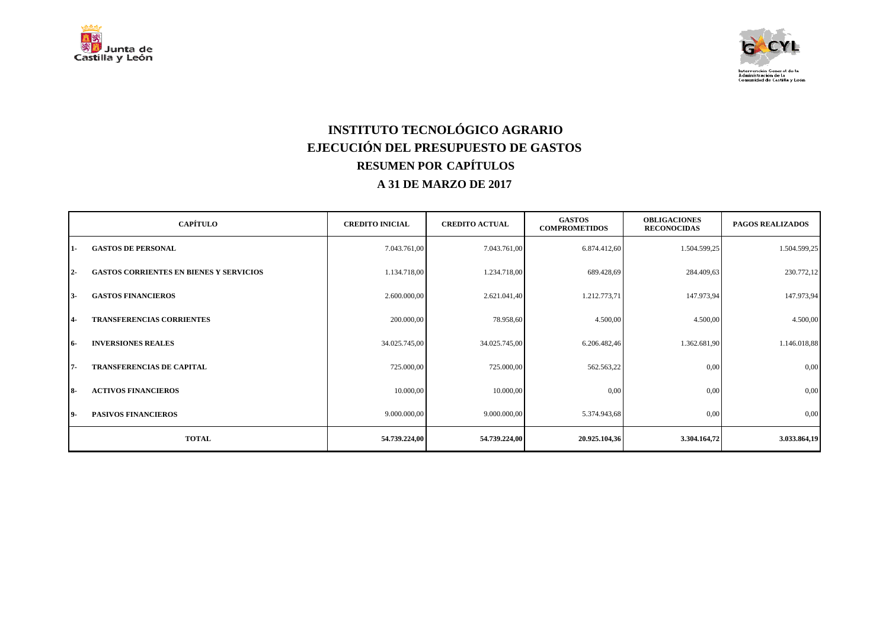# INSTITUTO TECNOLÓGICO AGRARIO
## EJECUCIÓN DEL PRESUPUESTO DE GASTOS
### RESUMEN POR CAPÍTULOS
### A 31 DE MARZO DE 2017

| | CAPÍTULO | CREDITO INICIAL | CREDITO ACTUAL | GASTOS COMPROMETIDOS | OBLIGACIONES RECONOCIDAS | PAGOS REALIZADOS |
|---|---|---|---|---|---|---|
| 1- | GASTOS DE PERSONAL | 7.043.761,00 | 7.043.761,00 | 6.874.412,60 | 1.504.599,25 | 1.504.599,25 |
| 2- | GASTOS CORRIENTES EN BIENES Y SERVICIOS | 1.134.718,00 | 1.234.718,00 | 689.428,69 | 284.409,63 | 230.772,12 |
| 3- | GASTOS FINANCIEROS | 2.600.000,00 | 2.621.041,40 | 1.212.773,71 | 147.973,94 | 147.973,94 |
| 4- | TRANSFERENCIAS CORRIENTES | 200.000,00 | 78.958,60 | 4.500,00 | 4.500,00 | 4.500,00 |
| 6- | INVERSIONES REALES | 34.025.745,00 | 34.025.745,00 | 6.206.482,46 | 1.362.681,90 | 1.146.018,88 |
| 7- | TRANSFERENCIAS DE CAPITAL | 725.000,00 | 725.000,00 | 562.563,22 | 0,00 | 0,00 |
| 8- | ACTIVOS FINANCIEROS | 10.000,00 | 10.000,00 | 0,00 | 0,00 | 0,00 |
| 9- | PASIVOS FINANCIEROS | 9.000.000,00 | 9.000.000,00 | 5.374.943,68 | 0,00 | 0,00 |
| | **TOTAL** | **54.739.224,00** | **54.739.224,00** | **20.925.104,36** | **3.304.164,72** | **3.033.864,19** |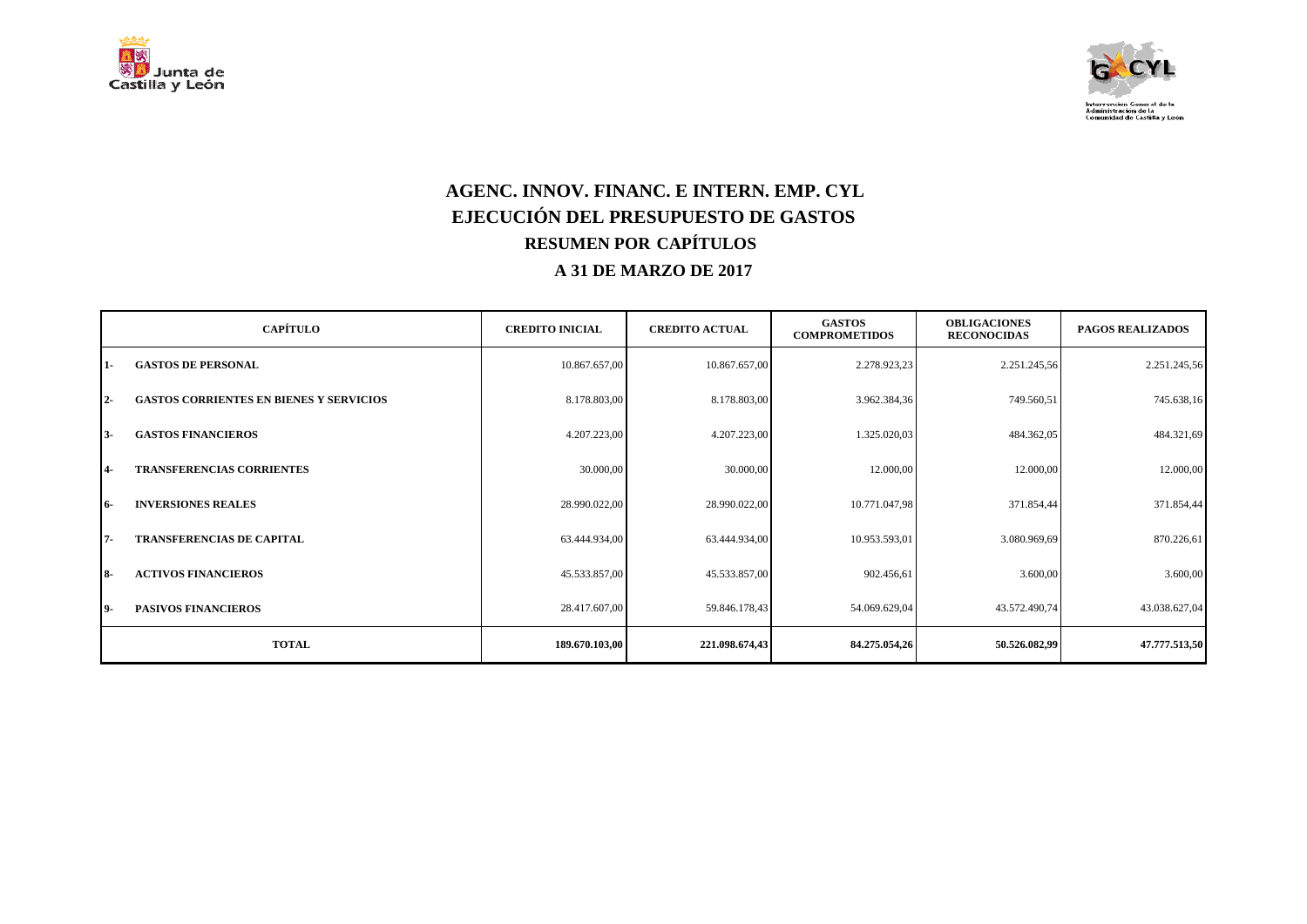# AGENC. INNOV. FINANC. E INTERN. EMP. CYL

## EJECUCIÓN DEL PRESUPUESTO DE GASTOS

### RESUMEN POR CAPÍTULOS

### A 31 DE MARZO DE 2017

| CAPÍTULO | | CREDITO INICIAL | CREDITO ACTUAL | GASTOS COMPROMETIDOS | OBLIGACIONES RECONOCIDAS | PAGOS REALIZADOS |
|---|---|---|---|---|---|---|
| 1- | GASTOS DE PERSONAL | 10.867.657,00 | 10.867.657,00 | 2.278.923,23 | 2.251.245,56 | 2.251.245,56 |
| 2- | GASTOS CORRIENTES EN BIENES Y SERVICIOS | 8.178.803,00 | 8.178.803,00 | 3.962.384,36 | 749.560,51 | 745.638,16 |
| 3- | GASTOS FINANCIEROS | 4.207.223,00 | 4.207.223,00 | 1.325.020,03 | 484.362,05 | 484.321,69 |
| 4- | TRANSFERENCIAS CORRIENTES | 30.000,00 | 30.000,00 | 12.000,00 | 12.000,00 | 12.000,00 |
| 6- | INVERSIONES REALES | 28.990.022,00 | 28.990.022,00 | 10.771.047,98 | 371.854,44 | 371.854,44 |
| 7- | TRANSFERENCIAS DE CAPITAL | 63.444.934,00 | 63.444.934,00 | 10.953.593,01 | 3.080.969,69 | 870.226,61 |
| 8- | ACTIVOS FINANCIEROS | 45.533.857,00 | 45.533.857,00 | 902.456,61 | 3.600,00 | 3.600,00 |
| 9- | PASIVOS FINANCIEROS | 28.417.607,00 | 59.846.178,43 | 54.069.629,04 | 43.572.490,74 | 43.038.627,04 |
| **TOTAL** | | **189.670.103,00** | **221.098.674,43** | **84.275.054,26** | **50.526.082,99** | **47.777.513,50** |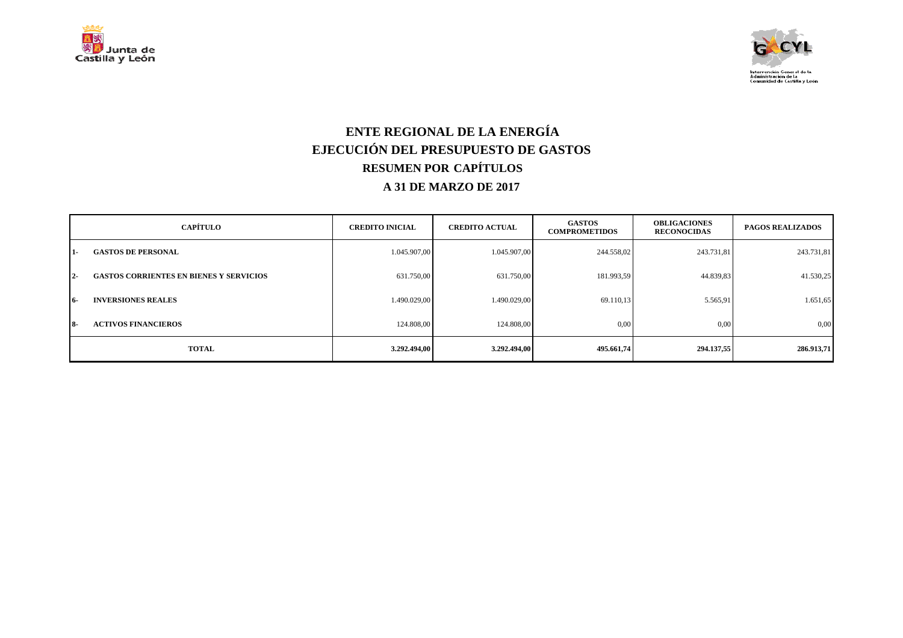# ENTE REGIONAL DE LA ENERGÍA

## EJECUCIÓN DEL PRESUPUESTO DE GASTOS

### RESUMEN POR CAPÍTULOS

### A 31 DE MARZO DE 2017

| CAPÍTULO | | CREDITO INICIAL | CREDITO ACTUAL | GASTOS COMPROMETIDOS | OBLIGACIONES RECONOCIDAS | PAGOS REALIZADOS |
|---|---|---|---|---|---|---|
| 1- | GASTOS DE PERSONAL | 1.045.907,00 | 1.045.907,00 | 244.558,02 | 243.731,81 | 243.731,81 |
| 2- | GASTOS CORRIENTES EN BIENES Y SERVICIOS | 631.750,00 | 631.750,00 | 181.993,59 | 44.839,83 | 41.530,25 |
| 6- | INVERSIONES REALES | 1.490.029,00 | 1.490.029,00 | 69.110,13 | 5.565,91 | 1.651,65 |
| 8- | ACTIVOS FINANCIEROS | 124.808,00 | 124.808,00 | 0,00 | 0,00 | 0,00 |
| **TOTAL** | | **3.292.494,00** | **3.292.494,00** | **495.661,74** | **294.137,55** | **286.913,71** |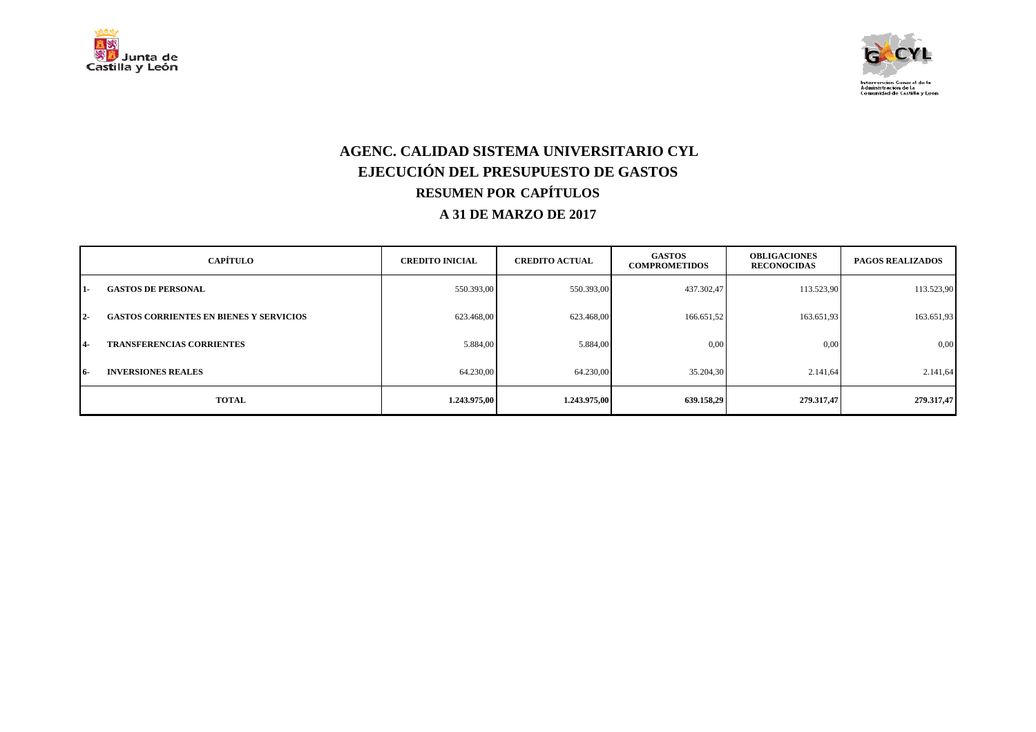# AGENC. CALIDAD SISTEMA UNIVERSITARIO CYL
## EJECUCIÓN DEL PRESUPUESTO DE GASTOS
### RESUMEN POR CAPÍTULOS
### A 31 DE MARZO DE 2017

| CAPÍTULO | CREDITO INICIAL | CREDITO ACTUAL | GASTOS COMPROMETIDOS | OBLIGACIONES RECONOCIDAS | PAGOS REALIZADOS |
|---|---|---|---|---|---|
| 1- GASTOS DE PERSONAL | 550.393,00 | 550.393,00 | 437.302,47 | 113.523,90 | 113.523,90 |
| 2- GASTOS CORRIENTES EN BIENES Y SERVICIOS | 623.468,00 | 623.468,00 | 166.651,52 | 163.651,93 | 163.651,93 |
| 4- TRANSFERENCIAS CORRIENTES | 5.884,00 | 5.884,00 | 0,00 | 0,00 | 0,00 |
| 6- INVERSIONES REALES | 64.230,00 | 64.230,00 | 35.204,30 | 2.141,64 | 2.141,64 |
| **TOTAL** | **1.243.975,00** | **1.243.975,00** | **639.158,29** | **279.317,47** | **279.317,47** |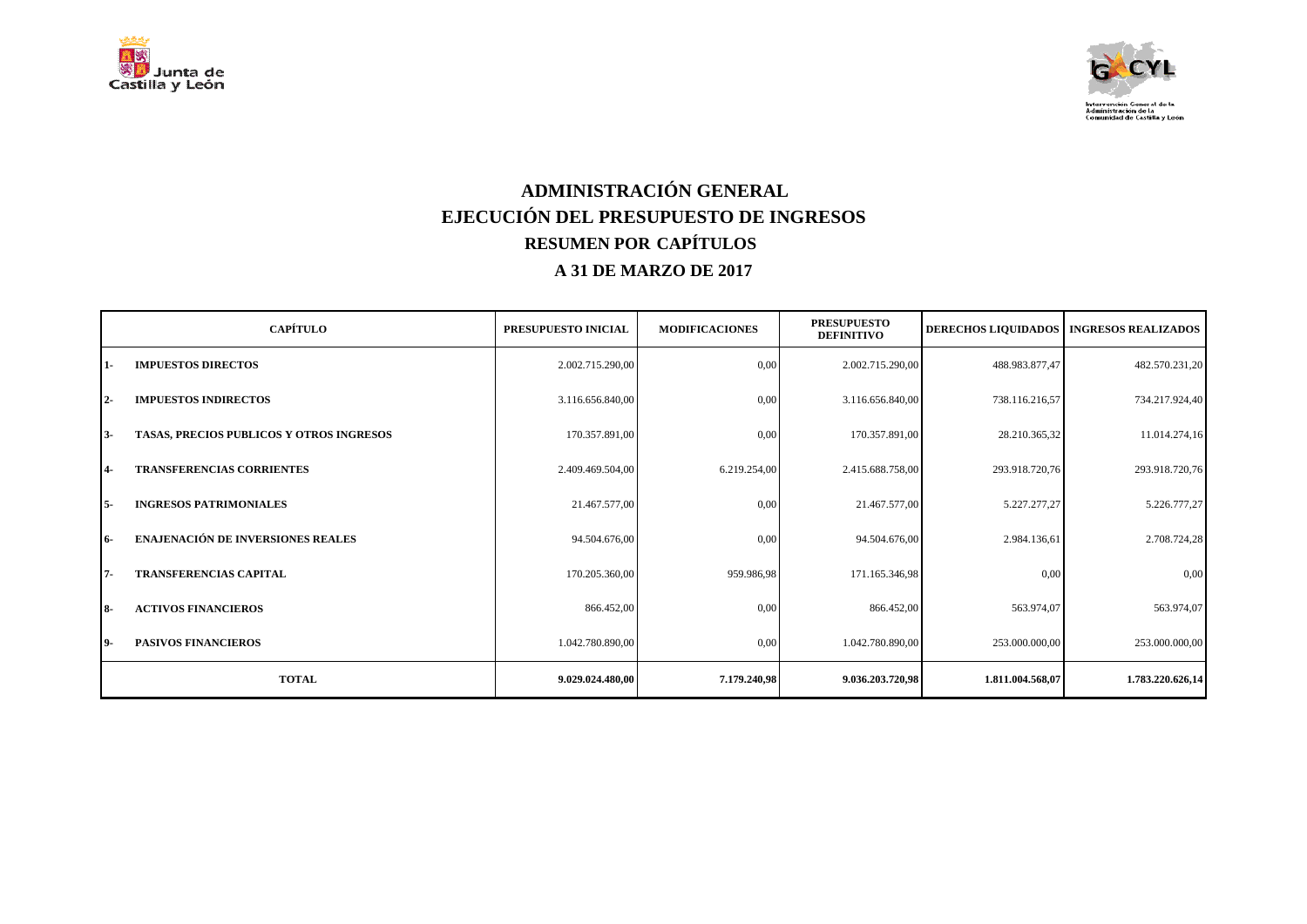# ADMINISTRACIÓN GENERAL

## EJECUCIÓN DEL PRESUPUESTO DE INGRESOS

## RESUMEN POR CAPÍTULOS

## A 31 DE MARZO DE 2017

| | CAPÍTULO | PRESUPUESTO INICIAL | MODIFICACIONES | PRESUPUESTO DEFINITIVO | DERECHOS LIQUIDADOS | INGRESOS REALIZADOS |
|---|---|---|---|---|---|---|
| 1- | **IMPUESTOS DIRECTOS** | 2.002.715.290,00 | 0,00 | 2.002.715.290,00 | 488.983.877,47 | 482.570.231,20 |
| 2- | **IMPUESTOS INDIRECTOS** | 3.116.656.840,00 | 0,00 | 3.116.656.840,00 | 738.116.216,57 | 734.217.924,40 |
| 3- | **TASAS, PRECIOS PUBLICOS Y OTROS INGRESOS** | 170.357.891,00 | 0,00 | 170.357.891,00 | 28.210.365,32 | 11.014.274,16 |
| 4- | **TRANSFERENCIAS CORRIENTES** | 2.409.469.504,00 | 6.219.254,00 | 2.415.688.758,00 | 293.918.720,76 | 293.918.720,76 |
| 5- | **INGRESOS PATRIMONIALES** | 21.467.577,00 | 0,00 | 21.467.577,00 | 5.227.277,27 | 5.226.777,27 |
| 6- | **ENAJENACIÓN DE INVERSIONES REALES** | 94.504.676,00 | 0,00 | 94.504.676,00 | 2.984.136,61 | 2.708.724,28 |
| 7- | **TRANSFERENCIAS CAPITAL** | 170.205.360,00 | 959.986,98 | 171.165.346,98 | 0,00 | 0,00 |
| 8- | **ACTIVOS FINANCIEROS** | 866.452,00 | 0,00 | 866.452,00 | 563.974,07 | 563.974,07 |
| 9- | **PASIVOS FINANCIEROS** | 1.042.780.890,00 | 0,00 | 1.042.780.890,00 | 253.000.000,00 | 253.000.000,00 |
| | **TOTAL** | **9.029.024.480,00** | **7.179.240,98** | **9.036.203.720,98** | **1.811.004.568,07** | **1.783.220.626,14** |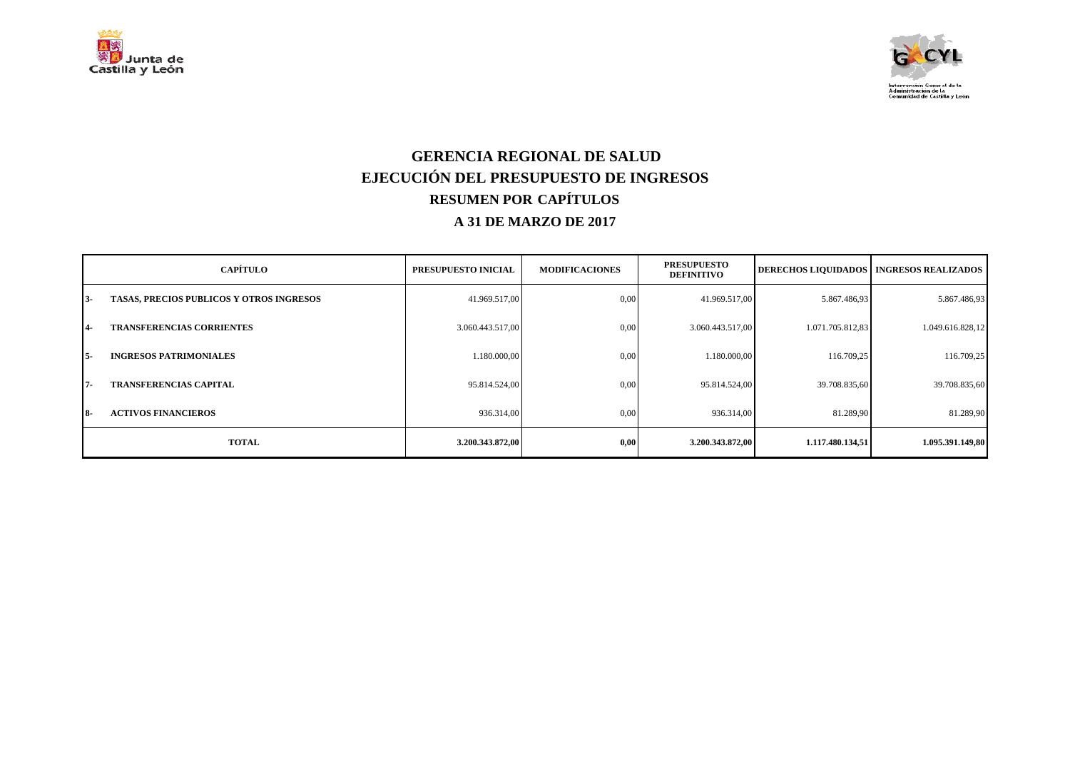# GERENCIA REGIONAL DE SALUD
## EJECUCIÓN DEL PRESUPUESTO DE INGRESOS
## RESUMEN POR CAPÍTULOS
## A 31 DE MARZO DE 2017

| | CAPÍTULO | PRESUPUESTO INICIAL | MODIFICACIONES | PRESUPUESTO DEFINITIVO | DERECHOS LIQUIDADOS | INGRESOS REALIZADOS |
|---|---|---|---|---|---|---|
| 3- | TASAS, PRECIOS PUBLICOS Y OTROS INGRESOS | 41.969.517,00 | 0,00 | 41.969.517,00 | 5.867.486,93 | 5.867.486,93 |
| 4- | TRANSFERENCIAS CORRIENTES | 3.060.443.517,00 | 0,00 | 3.060.443.517,00 | 1.071.705.812,83 | 1.049.616.828,12 |
| 5- | INGRESOS PATRIMONIALES | 1.180.000,00 | 0,00 | 1.180.000,00 | 116.709,25 | 116.709,25 |
| 7- | TRANSFERENCIAS CAPITAL | 95.814.524,00 | 0,00 | 95.814.524,00 | 39.708.835,60 | 39.708.835,60 |
| 8- | ACTIVOS FINANCIEROS | 936.314,00 | 0,00 | 936.314,00 | 81.289,90 | 81.289,90 |
| | **TOTAL** | **3.200.343.872,00** | **0,00** | **3.200.343.872,00** | **1.117.480.134,51** | **1.095.391.149,80** |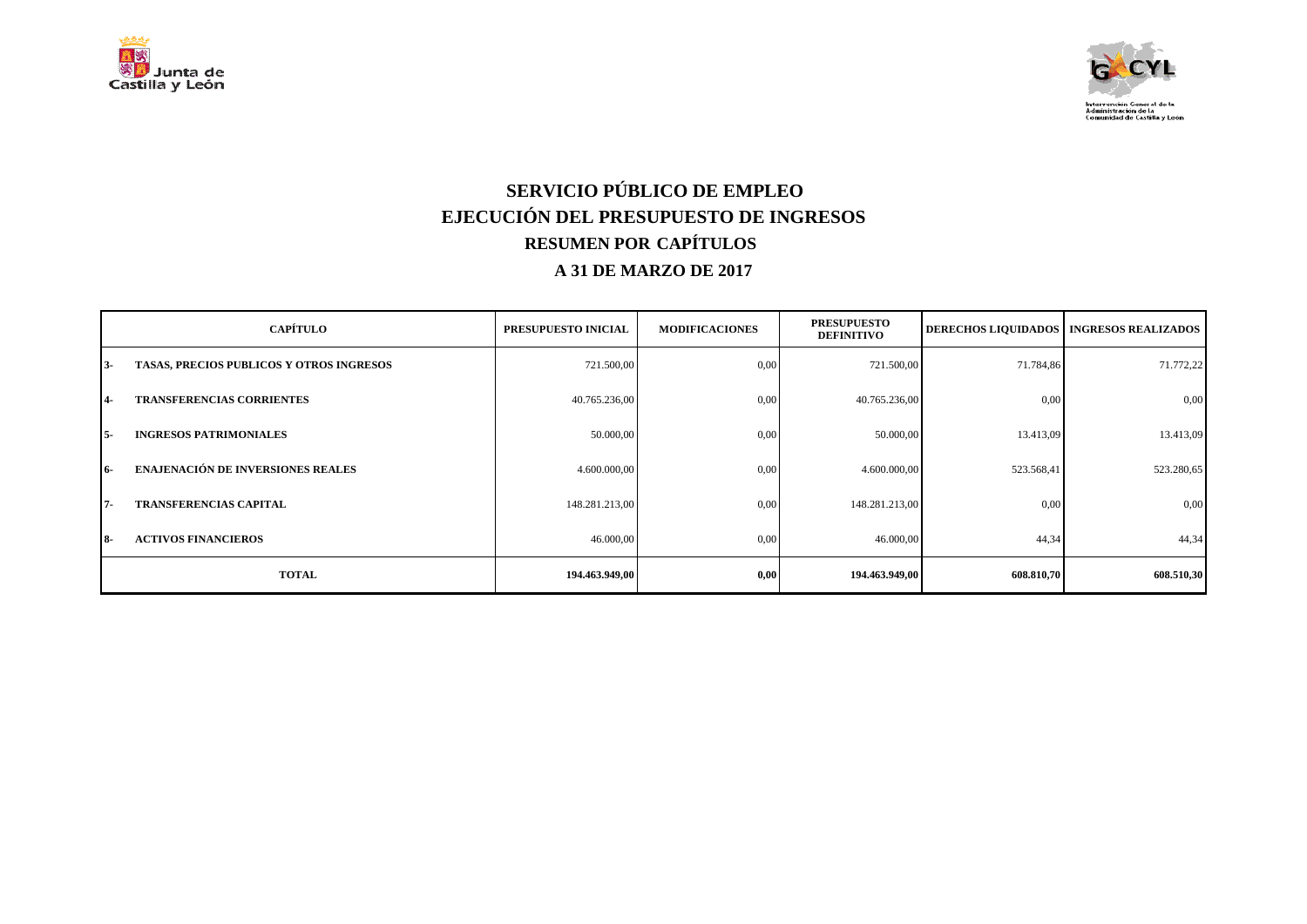# SERVICIO PÚBLICO DE EMPLEO
## EJECUCIÓN DEL PRESUPUESTO DE INGRESOS
### RESUMEN POR CAPÍTULOS
### A 31 DE MARZO DE 2017

| | CAPÍTULO | PRESUPUESTO INICIAL | MODIFICACIONES | PRESUPUESTO DEFINITIVO | DERECHOS LIQUIDADOS | INGRESOS REALIZADOS |
|---|---|---|---|---|---|---|
| 3- | TASAS, PRECIOS PUBLICOS Y OTROS INGRESOS | 721.500,00 | 0,00 | 721.500,00 | 71.784,86 | 71.772,22 |
| 4- | TRANSFERENCIAS CORRIENTES | 40.765.236,00 | 0,00 | 40.765.236,00 | 0,00 | 0,00 |
| 5- | INGRESOS PATRIMONIALES | 50.000,00 | 0,00 | 50.000,00 | 13.413,09 | 13.413,09 |
| 6- | ENAJENACIÓN DE INVERSIONES REALES | 4.600.000,00 | 0,00 | 4.600.000,00 | 523.568,41 | 523.280,65 |
| 7- | TRANSFERENCIAS CAPITAL | 148.281.213,00 | 0,00 | 148.281.213,00 | 0,00 | 0,00 |
| 8- | ACTIVOS FINANCIEROS | 46.000,00 | 0,00 | 46.000,00 | 44,34 | 44,34 |
| | **TOTAL** | **194.463.949,00** | **0,00** | **194.463.949,00** | **608.810,70** | **608.510,30** |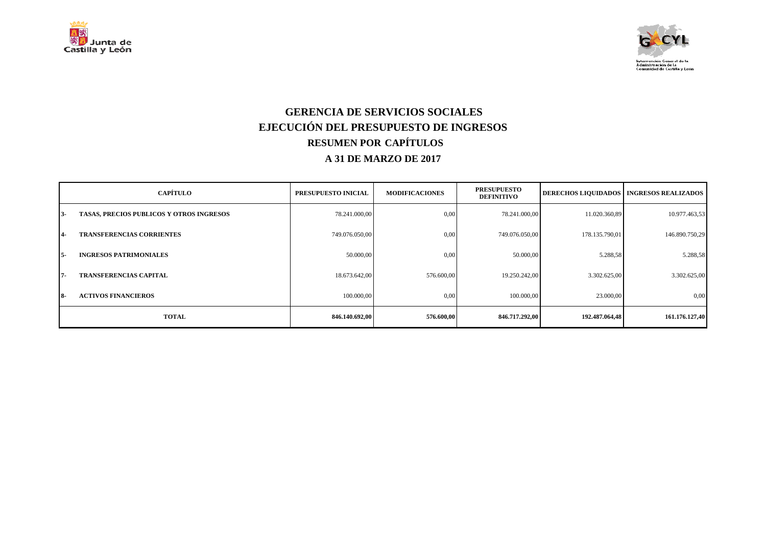# GERENCIA DE SERVICIOS SOCIALES
## EJECUCIÓN DEL PRESUPUESTO DE INGRESOS
### RESUMEN POR CAPÍTULOS
### A 31 DE MARZO DE 2017

| | CAPÍTULO | PRESUPUESTO INICIAL | MODIFICACIONES | PRESUPUESTO DEFINITIVO | DERECHOS LIQUIDADOS | INGRESOS REALIZADOS |
|---|---|---|---|---|---|---|
| 3- | TASAS, PRECIOS PUBLICOS Y OTROS INGRESOS | 78.241.000,00 | 0,00 | 78.241.000,00 | 11.020.360,89 | 10.977.463,53 |
| 4- | TRANSFERENCIAS CORRIENTES | 749.076.050,00 | 0,00 | 749.076.050,00 | 178.135.790,01 | 146.890.750,29 |
| 5- | INGRESOS PATRIMONIALES | 50.000,00 | 0,00 | 50.000,00 | 5.288,58 | 5.288,58 |
| 7- | TRANSFERENCIAS CAPITAL | 18.673.642,00 | 576.600,00 | 19.250.242,00 | 3.302.625,00 | 3.302.625,00 |
| 8- | ACTIVOS FINANCIEROS | 100.000,00 | 0,00 | 100.000,00 | 23.000,00 | 0,00 |
| | **TOTAL** | **846.140.692,00** | **576.600,00** | **846.717.292,00** | **192.487.064,48** | **161.176.127,40** |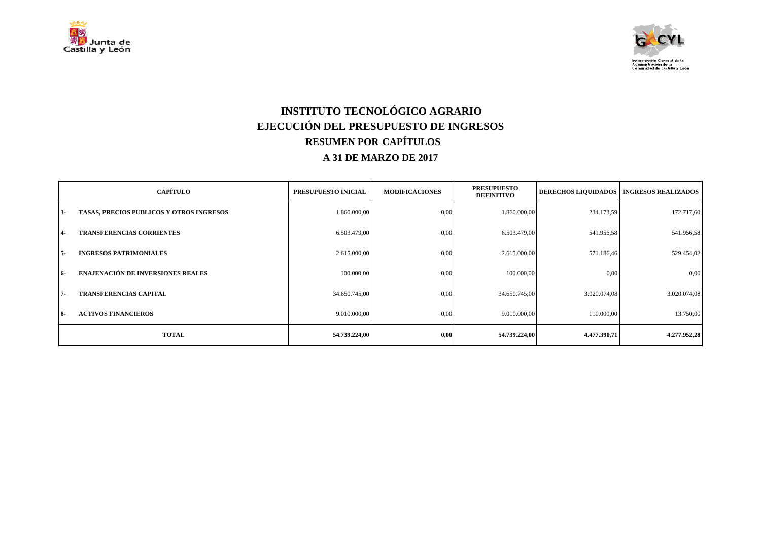# INSTITUTO TECNOLÓGICO AGRARIO
## EJECUCIÓN DEL PRESUPUESTO DE INGRESOS
### RESUMEN POR CAPÍTULOS
### A 31 DE MARZO DE 2017

| CAPÍTULO | | PRESUPUESTO INICIAL | MODIFICACIONES | PRESUPUESTO DEFINITIVO | DERECHOS LIQUIDADOS | INGRESOS REALIZADOS |
|---|---|---|---|---|---|---|
| 3- | TASAS, PRECIOS PUBLICOS Y OTROS INGRESOS | 1.860.000,00 | 0,00 | 1.860.000,00 | 234.173,59 | 172.717,60 |
| 4- | TRANSFERENCIAS CORRIENTES | 6.503.479,00 | 0,00 | 6.503.479,00 | 541.956,58 | 541.956,58 |
| 5- | INGRESOS PATRIMONIALES | 2.615.000,00 | 0,00 | 2.615.000,00 | 571.186,46 | 529.454,02 |
| 6- | ENAJENACIÓN DE INVERSIONES REALES | 100.000,00 | 0,00 | 100.000,00 | 0,00 | 0,00 |
| 7- | TRANSFERENCIAS CAPITAL | 34.650.745,00 | 0,00 | 34.650.745,00 | 3.020.074,08 | 3.020.074,08 |
| 8- | ACTIVOS FINANCIEROS | 9.010.000,00 | 0,00 | 9.010.000,00 | 110.000,00 | 13.750,00 |
| **TOTAL** | | **54.739.224,00** | **0,00** | **54.739.224,00** | **4.477.390,71** | **4.277.952,28** |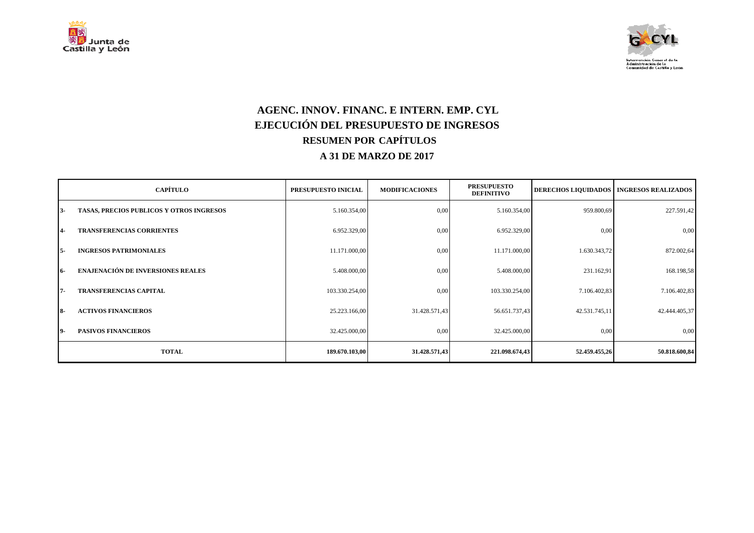# AGENC. INNOV. FINANC. E INTERN. EMP. CYL
## EJECUCIÓN DEL PRESUPUESTO DE INGRESOS
### RESUMEN POR CAPÍTULOS
### A 31 DE MARZO DE 2017

| | CAPÍTULO | PRESUPUESTO INICIAL | MODIFICACIONES | PRESUPUESTO DEFINITIVO | DERECHOS LIQUIDADOS | INGRESOS REALIZADOS |
|---|---|---|---|---|---|---|
| 3- | TASAS, PRECIOS PUBLICOS Y OTROS INGRESOS | 5.160.354,00 | 0,00 | 5.160.354,00 | 959.800,69 | 227.591,42 |
| 4- | TRANSFERENCIAS CORRIENTES | 6.952.329,00 | 0,00 | 6.952.329,00 | 0,00 | 0,00 |
| 5- | INGRESOS PATRIMONIALES | 11.171.000,00 | 0,00 | 11.171.000,00 | 1.630.343,72 | 872.002,64 |
| 6- | ENAJENACIÓN DE INVERSIONES REALES | 5.408.000,00 | 0,00 | 5.408.000,00 | 231.162,91 | 168.198,58 |
| 7- | TRANSFERENCIAS CAPITAL | 103.330.254,00 | 0,00 | 103.330.254,00 | 7.106.402,83 | 7.106.402,83 |
| 8- | ACTIVOS FINANCIEROS | 25.223.166,00 | 31.428.571,43 | 56.651.737,43 | 42.531.745,11 | 42.444.405,37 |
| 9- | PASIVOS FINANCIEROS | 32.425.000,00 | 0,00 | 32.425.000,00 | 0,00 | 0,00 |
| | **TOTAL** | **189.670.103,00** | **31.428.571,43** | **221.098.674,43** | **52.459.455,26** | **50.818.600,84** |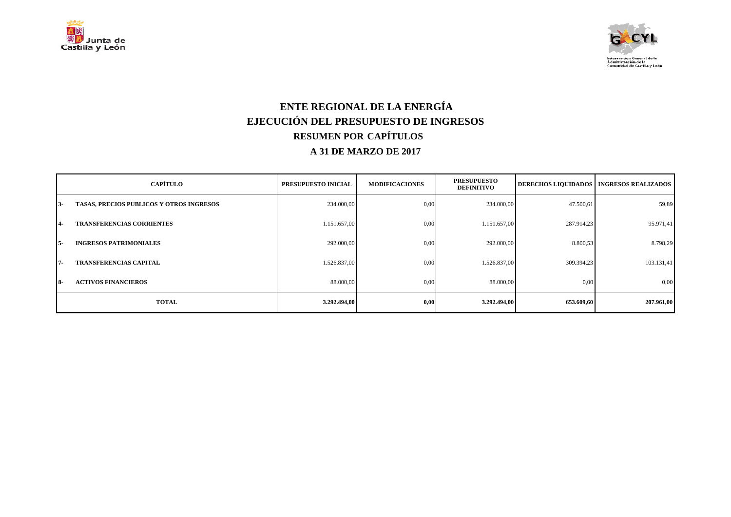# ENTE REGIONAL DE LA ENERGÍA

## EJECUCIÓN DEL PRESUPUESTO DE INGRESOS

## RESUMEN POR CAPÍTULOS

## A 31 DE MARZO DE 2017

| CAPÍTULO | | PRESUPUESTO INICIAL | MODIFICACIONES | PRESUPUESTO DEFINITIVO | DERECHOS LIQUIDADOS | INGRESOS REALIZADOS |
|---|---|---|---|---|---|---|
| 3- | TASAS, PRECIOS PUBLICOS Y OTROS INGRESOS | 234.000,00 | 0,00 | 234.000,00 | 47.500,61 | 59,89 |
| 4- | TRANSFERENCIAS CORRIENTES | 1.151.657,00 | 0,00 | 1.151.657,00 | 287.914,23 | 95.971,41 |
| 5- | INGRESOS PATRIMONIALES | 292.000,00 | 0,00 | 292.000,00 | 8.800,53 | 8.798,29 |
| 7- | TRANSFERENCIAS CAPITAL | 1.526.837,00 | 0,00 | 1.526.837,00 | 309.394,23 | 103.131,41 |
| 8- | ACTIVOS FINANCIEROS | 88.000,00 | 0,00 | 88.000,00 | 0,00 | 0,00 |
| **TOTAL** | | **3.292.494,00** | **0,00** | **3.292.494,00** | **653.609,60** | **207.961,00** |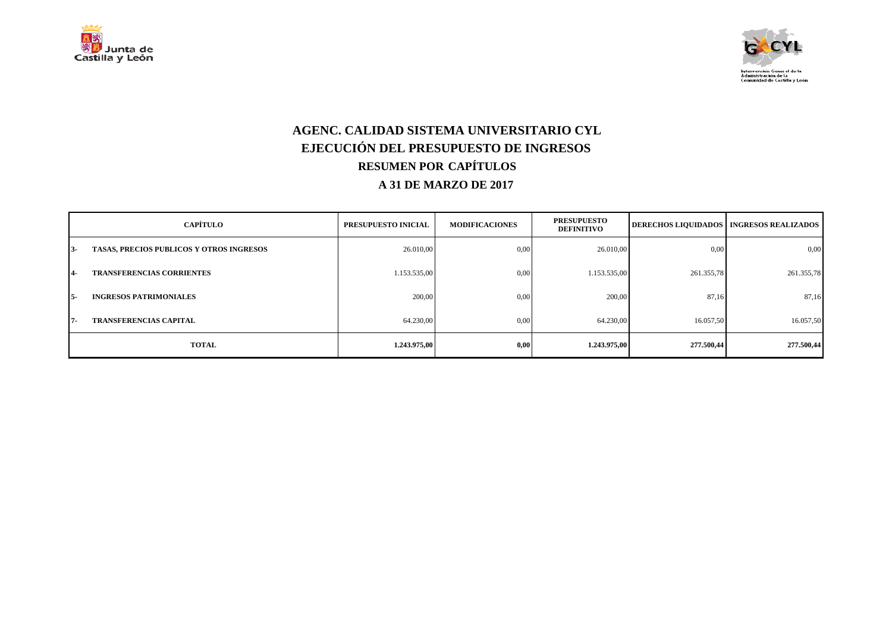# AGENC. CALIDAD SISTEMA UNIVERSITARIO CYL
## EJECUCIÓN DEL PRESUPUESTO DE INGRESOS
### RESUMEN POR CAPÍTULOS
### A 31 DE MARZO DE 2017

| CAPÍTULO | | PRESUPUESTO INICIAL | MODIFICACIONES | PRESUPUESTO DEFINITIVO | DERECHOS LIQUIDADOS | INGRESOS REALIZADOS |
|---|---|---|---|---|---|---|
| 3- | TASAS, PRECIOS PUBLICOS Y OTROS INGRESOS | 26.010,00 | 0,00 | 26.010,00 | 0,00 | 0,00 |
| 4- | TRANSFERENCIAS CORRIENTES | 1.153.535,00 | 0,00 | 1.153.535,00 | 261.355,78 | 261.355,78 |
| 5- | INGRESOS PATRIMONIALES | 200,00 | 0,00 | 200,00 | 87,16 | 87,16 |
| 7- | TRANSFERENCIAS CAPITAL | 64.230,00 | 0,00 | 64.230,00 | 16.057,50 | 16.057,50 |
| **TOTAL** | | **1.243.975,00** | **0,00** | **1.243.975,00** | **277.500,44** | **277.500,44** |